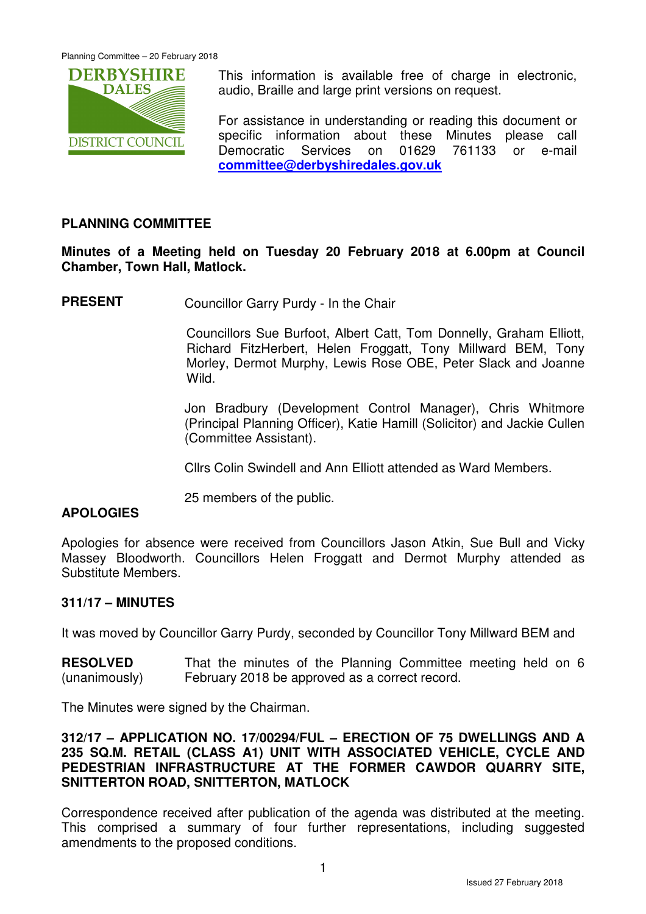This information is available free of charge in electronic, audio, Braille and large print versions on request.

For assistance in understanding or reading this document or specific information about these Minutes please call Democratic Services on 01629 761133 or e-mail **committee@derbyshiredales.gov.uk**

## PLANNING COMMITTEE

**Minutes of a Meeting held on Tuesday 20 February 2018 at 6.00pm at Council Chamber, Town Hall, Matlock.**

**PRESENT** Councillor Garry Purdy - In the Chair

Councillors Sue Burfoot, Albert Catt, Tom Donnelly, Graham Elliott, Richard FitzHerbert, Helen Froggatt, Tony Millward BEM, Tony Morley, Dermot Murphy, Lewis Rose OBE, Peter Slack and Joanne Wild.

Jon Bradbury (Development Control Manager), Chris Whitmore (Principal Planning Officer), Katie Hamill (Solicitor) and Jackie Cullen (Committee Assistant).

Cllrs Colin Swindell and Ann Elliott attended as Ward Members.

25 members of the public.

## APOLOGIES

Apologies for absence were received from Councillors Jason Atkin, Sue Bull and Vicky Massey Bloodworth. Councillors Helen Froggatt and Dermot Murphy attended as Substitute Members.

## 311/17 – MINUTES

It was moved by Councillor Garry Purdy, seconded by Councillor Tony Millward BEM and

**RESOLVED** (unanimously) That the minutes of the Planning Committee meeting held on 6 February 2018 be approved as a correct record.

The Minutes were signed by the Chairman.

## 312/17 – APPLICATION NO. 17/00294/FUL – ERECTION OF 75 DWELLINGS AND A 235 SQ.M. RETAIL (CLASS A1) UNIT WITH ASSOCIATED VEHICLE, CYCLE AND PEDESTRIAN INFRASTRUCTURE AT THE FORMER CAWDOR QUARRY SITE, SNITTERTON ROAD, SNITTERTON, MATLOCK

Correspondence received after publication of the agenda was distributed at the meeting. This comprised a summary of four further representations, including suggested amendments to the proposed conditions.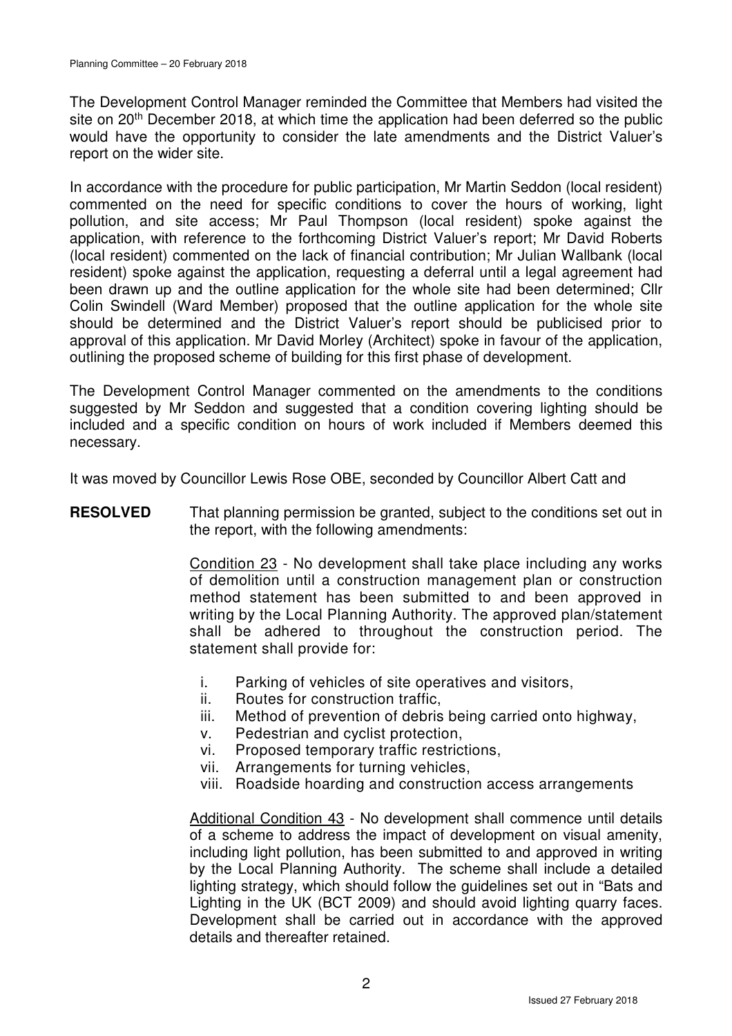The Development Control Manager reminded the Committee that Members had visited the site on 20th December 2018, at which time the application had been deferred so the public would have the opportunity to consider the late amendments and the District Valuer's report on the wider site.

In accordance with the procedure for public participation, Mr Martin Seddon (local resident) commented on the need for specific conditions to cover the hours of working, light pollution, and site access; Mr Paul Thompson (local resident) spoke against the application, with reference to the forthcoming District Valuer's report; Mr David Roberts (local resident) commented on the lack of financial contribution; Mr Julian Wallbank (local resident) spoke against the application, requesting a deferral until a legal agreement had been drawn up and the outline application for the whole site had been determined; Cllr Colin Swindell (Ward Member) proposed that the outline application for the whole site should be determined and the District Valuer's report should be publicised prior to approval of this application. Mr David Morley (Architect) spoke in favour of the application, outlining the proposed scheme of building for this first phase of development.

The Development Control Manager commented on the amendments to the conditions suggested by Mr Seddon and suggested that a condition covering lighting should be included and a specific condition on hours of work included if Members deemed this necessary.

It was moved by Councillor Lewis Rose OBE, seconded by Councillor Albert Catt and

**RESOLVED** That planning permission be granted, subject to the conditions set out in the report, with the following amendments:

Condition 23 - No development shall take place including any works of demolition until a construction management plan or construction method statement has been submitted to and been approved in writing by the Local Planning Authority. The approved plan/statement shall be adhered to throughout the construction period. The statement shall provide for:

i. Parking of vehicles of site operatives and visitors,
ii. Routes for construction traffic,
iii. Method of prevention of debris being carried onto highway,
v. Pedestrian and cyclist protection,
vi. Proposed temporary traffic restrictions,
vii. Arrangements for turning vehicles,
viii. Roadside hoarding and construction access arrangements

Additional Condition 43 - No development shall commence until details of a scheme to address the impact of development on visual amenity, including light pollution, has been submitted to and approved in writing by the Local Planning Authority. The scheme shall include a detailed lighting strategy, which should follow the guidelines set out in "Bats and Lighting in the UK (BCT 2009) and should avoid lighting quarry faces. Development shall be carried out in accordance with the approved details and thereafter retained.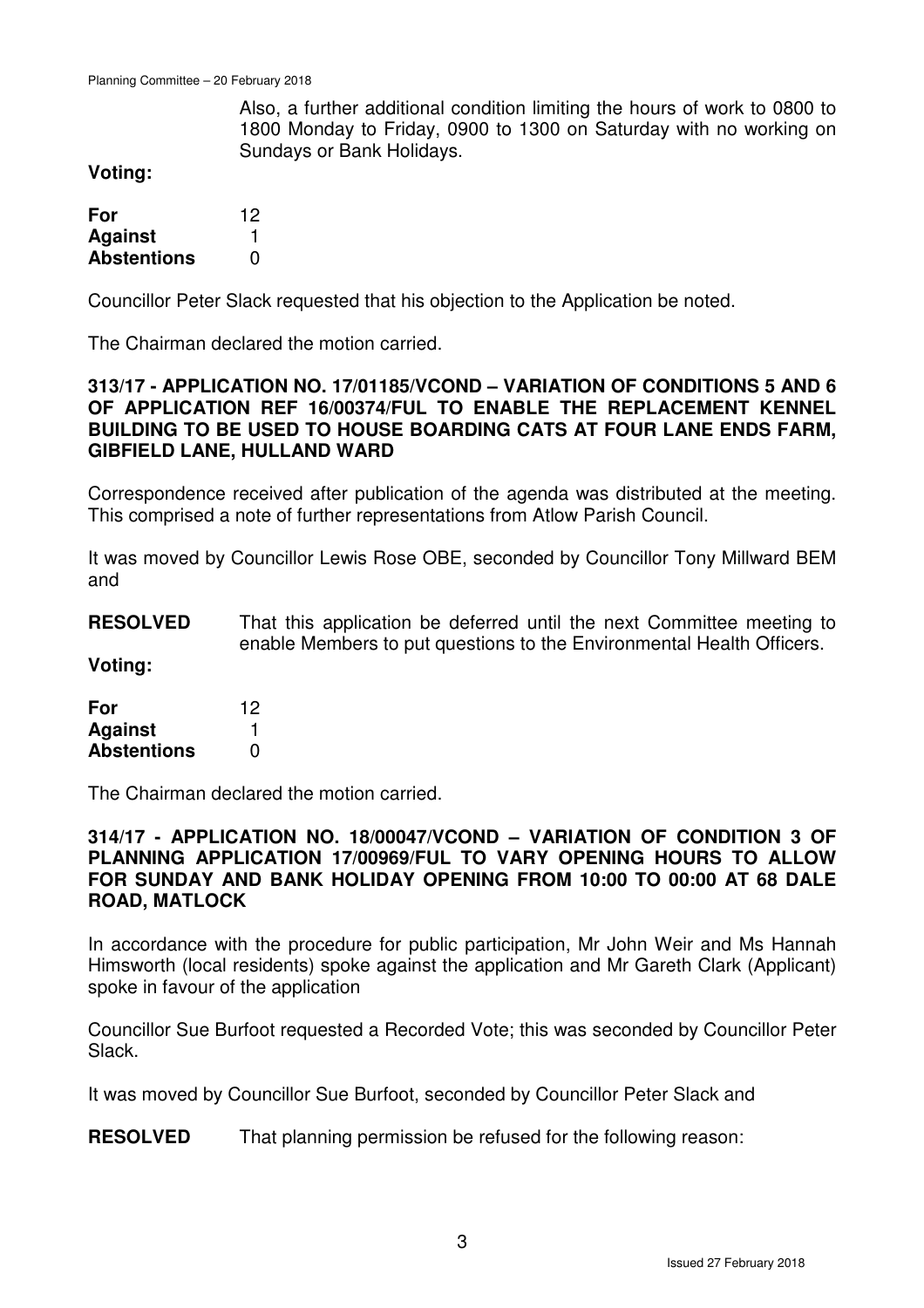Also, a further additional condition limiting the hours of work to 0800 to 1800 Monday to Friday, 0900 to 1300 on Saturday with no working on Sundays or Bank Holidays.

**Voting:**

| | |
|---|---|
| **For** | 12 |
| **Against** | 1 |
| **Abstentions** | 0 |

Councillor Peter Slack requested that his objection to the Application be noted.

The Chairman declared the motion carried.

### 313/17 - APPLICATION NO. 17/01185/VCOND – VARIATION OF CONDITIONS 5 AND 6 OF APPLICATION REF 16/00374/FUL TO ENABLE THE REPLACEMENT KENNEL BUILDING TO BE USED TO HOUSE BOARDING CATS AT FOUR LANE ENDS FARM, GIBFIELD LANE, HULLAND WARD

Correspondence received after publication of the agenda was distributed at the meeting. This comprised a note of further representations from Atlow Parish Council.

It was moved by Councillor Lewis Rose OBE, seconded by Councillor Tony Millward BEM and

**RESOLVED** That this application be deferred until the next Committee meeting to enable Members to put questions to the Environmental Health Officers.

**Voting:**

| | |
|---|---|
| **For** | 12 |
| **Against** | 1 |
| **Abstentions** | 0 |

The Chairman declared the motion carried.

### 314/17 - APPLICATION NO. 18/00047/VCOND – VARIATION OF CONDITION 3 OF PLANNING APPLICATION 17/00969/FUL TO VARY OPENING HOURS TO ALLOW FOR SUNDAY AND BANK HOLIDAY OPENING FROM 10:00 TO 00:00 AT 68 DALE ROAD, MATLOCK

In accordance with the procedure for public participation, Mr John Weir and Ms Hannah Himsworth (local residents) spoke against the application and Mr Gareth Clark (Applicant) spoke in favour of the application

Councillor Sue Burfoot requested a Recorded Vote; this was seconded by Councillor Peter Slack.

It was moved by Councillor Sue Burfoot, seconded by Councillor Peter Slack and

**RESOLVED** That planning permission be refused for the following reason: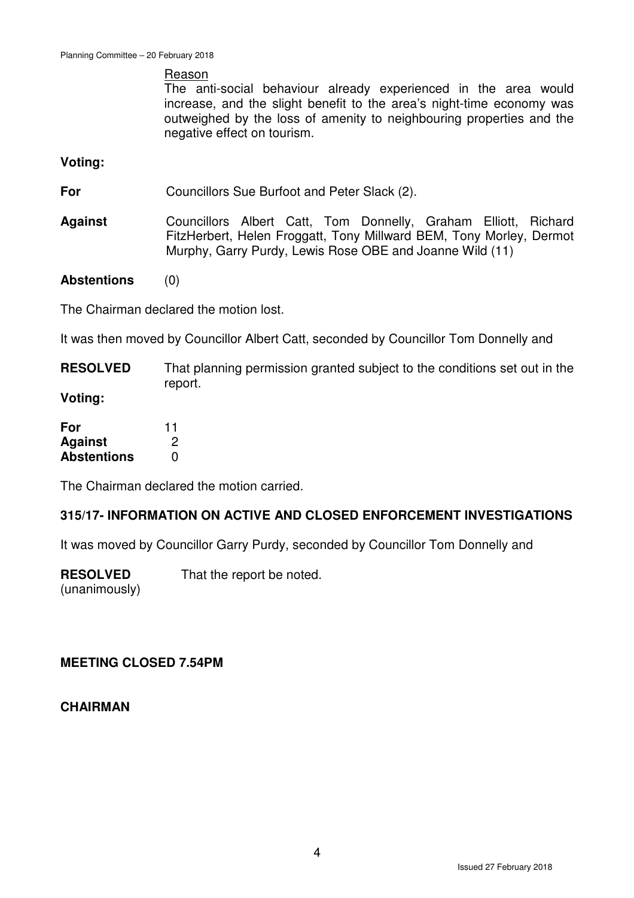Reason

The anti-social behaviour already experienced in the area would increase, and the slight benefit to the area's night-time economy was outweighed by the loss of amenity to neighbouring properties and the negative effect on tourism.

**Voting:**

**For** Councillors Sue Burfoot and Peter Slack (2).

**Against** Councillors Albert Catt, Tom Donnelly, Graham Elliott, Richard FitzHerbert, Helen Froggatt, Tony Millward BEM, Tony Morley, Dermot Murphy, Garry Purdy, Lewis Rose OBE and Joanne Wild (11)

**Abstentions** (0)

The Chairman declared the motion lost.

It was then moved by Councillor Albert Catt, seconded by Councillor Tom Donnelly and

**RESOLVED** That planning permission granted subject to the conditions set out in the report.

**Voting:**

| | |
|---|---|
| **For** | 11 |
| **Against** | 2 |
| **Abstentions** | 0 |

The Chairman declared the motion carried.

**315/17- INFORMATION ON ACTIVE AND CLOSED ENFORCEMENT INVESTIGATIONS**

It was moved by Councillor Garry Purdy, seconded by Councillor Tom Donnelly and

**RESOLVED** (unanimously) That the report be noted.

**MEETING CLOSED 7.54PM**

**CHAIRMAN**

Issued 27 February 2018